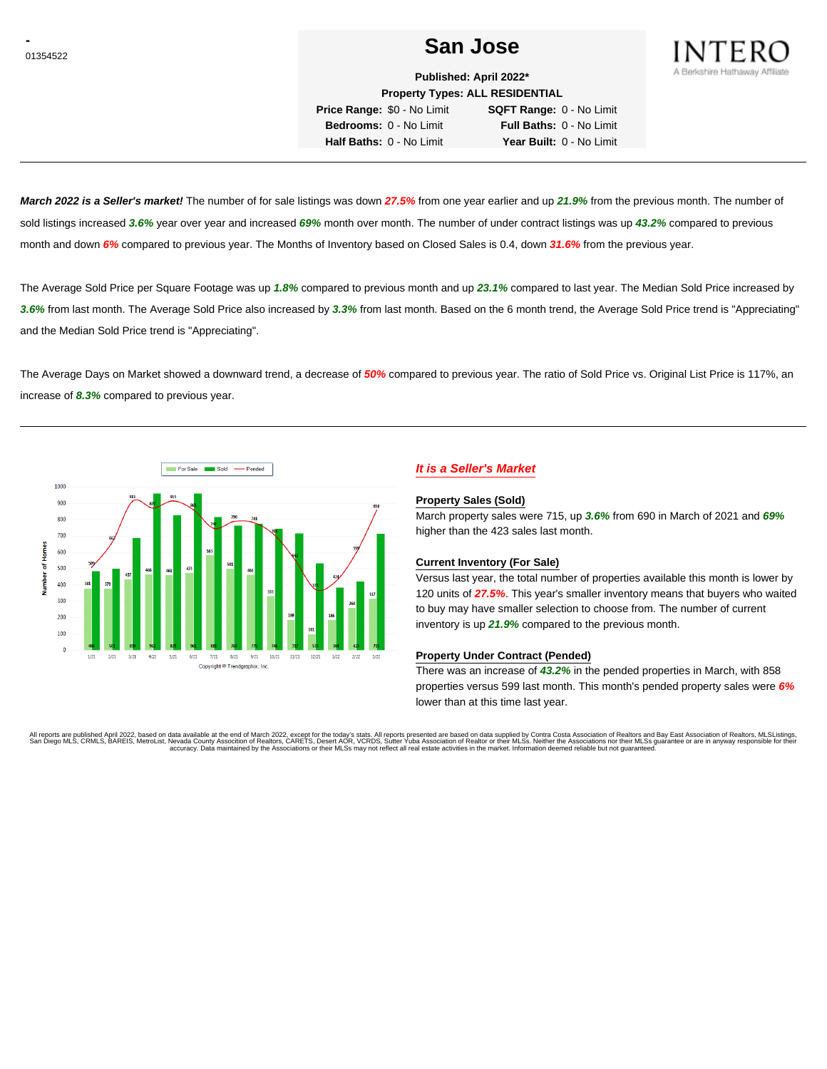-
01354522

# San Jose

INTERO
A Berkshire Hathaway Affiliate

**Published: April 2022***
**Property Types: ALL RESIDENTIAL**

**Price Range:** $0 - No Limit **SQFT Range:** 0 - No Limit
**Bedrooms:** 0 - No Limit **Full Baths:** 0 - No Limit
**Half Baths:** 0 - No Limit **Year Built:** 0 - No Limit

***March 2022 is a Seller's market!*** The number of for sale listings was down ***27.5%*** from one year earlier and up ***21.9%*** from the previous month. The number of sold listings increased ***3.6%*** year over year and increased ***69%*** month over month. The number of under contract listings was up ***43.2%*** compared to previous month and down ***6%*** compared to previous year. The Months of Inventory based on Closed Sales is 0.4, down ***31.6%*** from the previous year.

The Average Sold Price per Square Footage was up ***1.8%*** compared to previous month and up ***23.1%*** compared to last year. The Median Sold Price increased by ***3.6%*** from last month. The Average Sold Price also increased by ***3.3%*** from last month. Based on the 6 month trend, the Average Sold Price trend is "Appreciating" and the Median Sold Price trend is "Appreciating".

The Average Days on Market showed a downward trend, a decrease of ***50%*** compared to previous year. The ratio of Sold Price vs. Original List Price is 117%, an increase of ***8.3%*** compared to previous year.

Copyright © Trendgraphix, Inc.

## *It is a Seller's Market*

### Property Sales (Sold)

March property sales were 715, up ***3.6%*** from 690 in March of 2021 and ***69%*** higher than the 423 sales last month.

### Current Inventory (For Sale)

Versus last year, the total number of properties available this month is lower by 120 units of ***27.5%***. This year's smaller inventory means that buyers who waited to buy may have smaller selection to choose from. The number of current inventory is up ***21.9%*** compared to the previous month.

### Property Under Contract (Pended)

There was an increase of ***43.2%*** in the pended properties in March, with 858 properties versus 599 last month. This month's pended property sales were ***6%*** lower than at this time last year.

All reports are published April 2022, based on data available at the end of March 2022, except for the today's stats. All reports presented are based on data supplied by Contra Costa Association of Realtors and Bay East Association of Realtors, MLSListings, San Diego MLS, CRMLS, BAREIS, MetroList, Nevada County Association of Realtors, CARETS, Desert AOR, VCRDS, Sutter Yuba Association of Realtor or their MLSs. Neither the Associations nor their MLSs guarantee or are in anyway responsible for their accuracy. Data maintained by the Associations or their MLSs may not reflect all real estate activities in the market. Information deemed reliable but not guaranteed.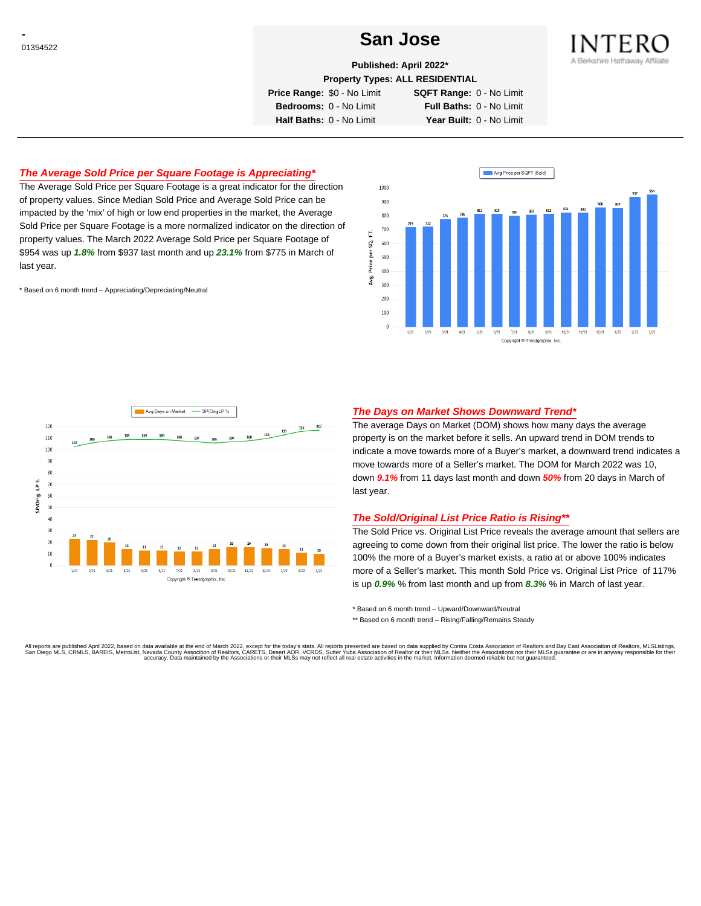-
01354522

# San Jose

**Published: April 2022***

**Property Types: ALL RESIDENTIAL**

| | | | |
|---|---|---|---|
| **Price Range:** | $0 - No Limit | **SQFT Range:** | 0 - No Limit |
| **Bedrooms:** | 0 - No Limit | **Full Baths:** | 0 - No Limit |
| **Half Baths:** | 0 - No Limit | **Year Built:** | 0 - No Limit |

INTERO
A Berkshire Hathaway Affiliate

## *The Average Sold Price per Square Footage is Appreciating**

The Average Sold Price per Square Footage is a great indicator for the direction of property values. Since Median Sold Price and Average Sold Price can be impacted by the 'mix' of high or low end properties in the market, the Average Sold Price per Square Footage is a more normalized indicator on the direction of property values. The March 2022 Average Sold Price per Square Footage of $954 was up ***1.8%*** from $937 last month and up ***23.1%*** from $775 in March of last year.

* Based on 6 month trend – Appreciating/Depreciating/Neutral

| Month | Avg Price per SQFT (Sold) |
|---|---|
| 1/21 | 719 |
| 2/21 | 722 |
| 3/21 | 775 |
| 4/21 | 786 |
| 5/21 | 812 |
| 6/21 | 813 |
| 7/21 | 799 |
| 8/21 | 807 |
| 9/21 | 812 |
| 10/21 | 824 |
| 11/21 | 822 |
| 12/21 | 860 |
| 1/22 | 857 |
| 2/22 | 937 |
| 3/22 | 954 |

Copyright © Trendgraphix, Inc.

| Month | Avg Days on Market | SP/Orig LP % |
|---|---|---|
| 1/21 | 23 | 103 |
| 2/21 | 22 | 106 |
| 3/21 | 20 | 108 |
| 4/21 | 14 | 109 |
| 5/21 | 13 | 109 |
| 6/21 | 13 | 109 |
| 7/21 | 12 | 108 |
| 8/21 | 12 | 107 |
| 9/21 | 14 | 106 |
| 10/21 | 16 | 107 |
| 11/21 | 16 | 108 |
| 12/21 | 15 | 110 |
| 1/22 | 14 | 111 |
| 2/22 | 11 | 116 |
| 3/22 | 10 | 117 |

Copyright © Trendgraphix, Inc.

## *The Days on Market Shows Downward Trend**

The average Days on Market (DOM) shows how many days the average property is on the market before it sells. An upward trend in DOM trends to indicate a move towards more of a Buyer's market, a downward trend indicates a move towards more of a Seller's market. The DOM for March 2022 was 10, down ***9.1%*** from 11 days last month and down ***50%*** from 20 days in March of last year.

## *The Sold/Original List Price Ratio is Rising***

The Sold Price vs. Original List Price reveals the average amount that sellers are agreeing to come down from their original list price. The lower the ratio is below 100% the more of a Buyer's market exists, a ratio at or above 100% indicates more of a Seller's market. This month Sold Price vs. Original List Price of 117% is up ***0.9%*** % from last month and up from ***8.3%*** % in March of last year.

* Based on 6 month trend – Upward/Downward/Neutral

** Based on 6 month trend – Rising/Falling/Remains Steady

All reports are published April 2022, based on data available at the end of March 2022, except for the today's stats. All reports presented are based on data supplied by Contra Costa Association of Realtors and Bay East Association of Realtors, MLSListings, San Diego MLS, CRMLS, BAREIS, MetroList, Nevada County Association of Realtors, CARETS, Desert AOR, VCRDS, Sutter Yuba Association of Realtor or their MLSs. Neither the Associations nor their MLSs guarantee or are in anyway responsible for their accuracy. Data maintained by the Associations or their MLSs may not reflect all real estate activities in the market. Information deemed reliable but not guaranteed.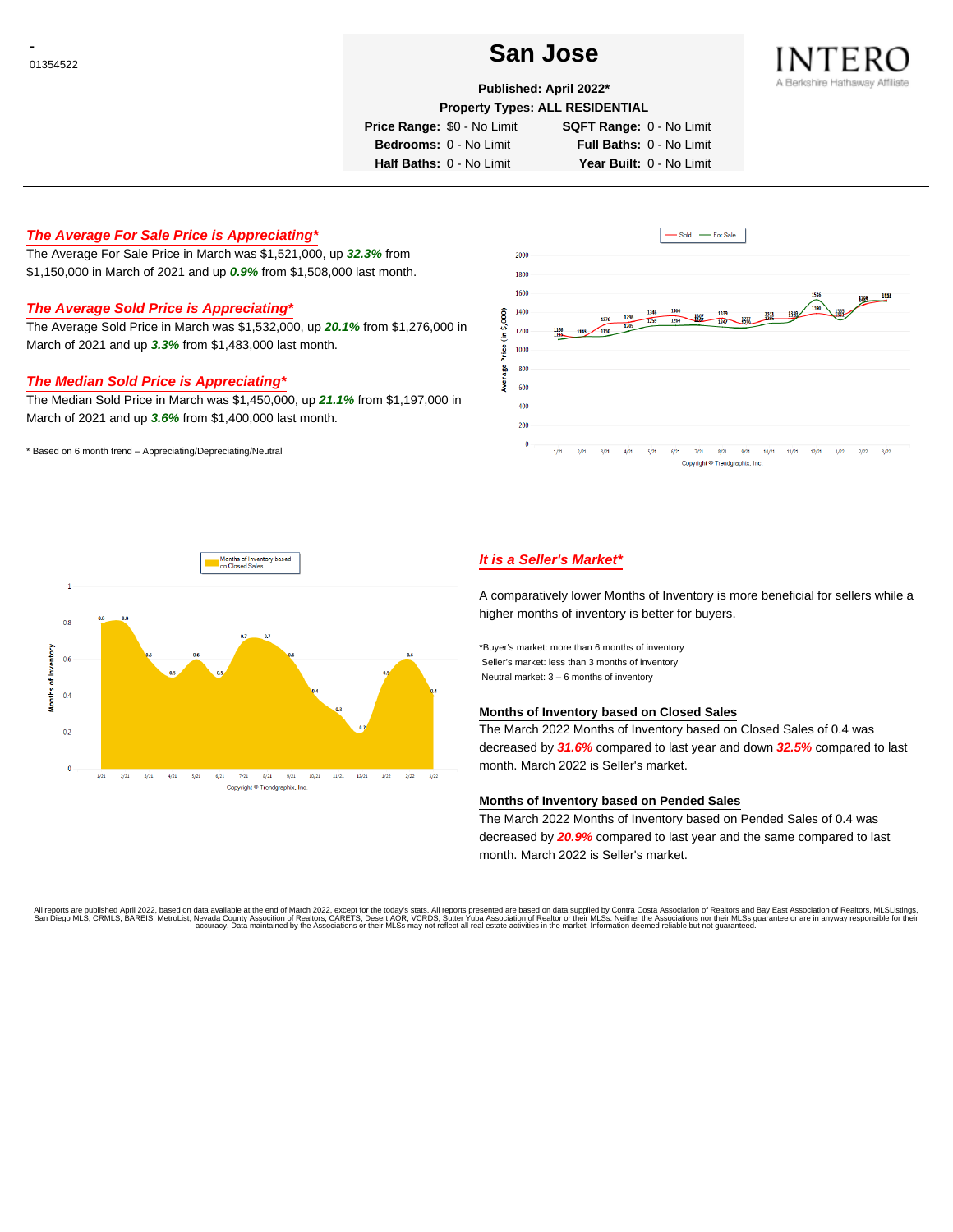-
01354522

# San Jose

**Published: April 2022***

**Property Types: ALL RESIDENTIAL**

| | | | |
|---|---|---|---|
| **Price Range:** | $0 - No Limit | **SQFT Range:** | 0 - No Limit |
| **Bedrooms:** | 0 - No Limit | **Full Baths:** | 0 - No Limit |
| **Half Baths:** | 0 - No Limit | **Year Built:** | 0 - No Limit |

INTERO
A Berkshire Hathaway Affiliate

## *The Average For Sale Price is Appreciating**

The Average For Sale Price in March was $1,521,000, up ***32.3%*** from $1,150,000 in March of 2021 and up ***0.9%*** from $1,508,000 last month.

## *The Average Sold Price is Appreciating**

The Average Sold Price in March was $1,532,000, up ***20.1%*** from $1,276,000 in March of 2021 and up ***3.3%*** from $1,483,000 last month.

## *The Median Sold Price is Appreciating**

The Median Sold Price in March was $1,450,000, up ***21.1%*** from $1,197,000 in March of 2021 and up ***3.6%*** from $1,400,000 last month.

\* Based on 6 month trend – Appreciating/Depreciating/Neutral

## *It is a Seller's Market**

A comparatively lower Months of Inventory is more beneficial for sellers while a higher months of inventory is better for buyers.

*Buyer's market: more than 6 months of inventory
Seller's market: less than 3 months of inventory
Neutral market: 3 – 6 months of inventory

### Months of Inventory based on Closed Sales

The March 2022 Months of Inventory based on Closed Sales of 0.4 was decreased by ***31.6%*** compared to last year and down ***32.5%*** compared to last month. March 2022 is Seller's market.

### Months of Inventory based on Pended Sales

The March 2022 Months of Inventory based on Pended Sales of 0.4 was decreased by ***20.9%*** compared to last year and the same compared to last month. March 2022 is Seller's market.

All reports are published April 2022, based on data available at the end of March 2022, except for the today's stats. All reports presented are based on data supplied by Contra Costa Association of Realtors and Bay East Association of Realtors, MLSListings, San Diego MLS, CRMLS, BAREIS, MetroList, Nevada County Association of Realtors, CARETS, Desert AOR, VCRDS, Sutter Yuba Association of Realtor or their MLSs. Neither the Associations nor their MLSs guarantee or are in anyway responsible for their accuracy. Data maintained by the Associations or their MLSs may not reflect all real estate activities in the market. Information deemed reliable but not guaranteed.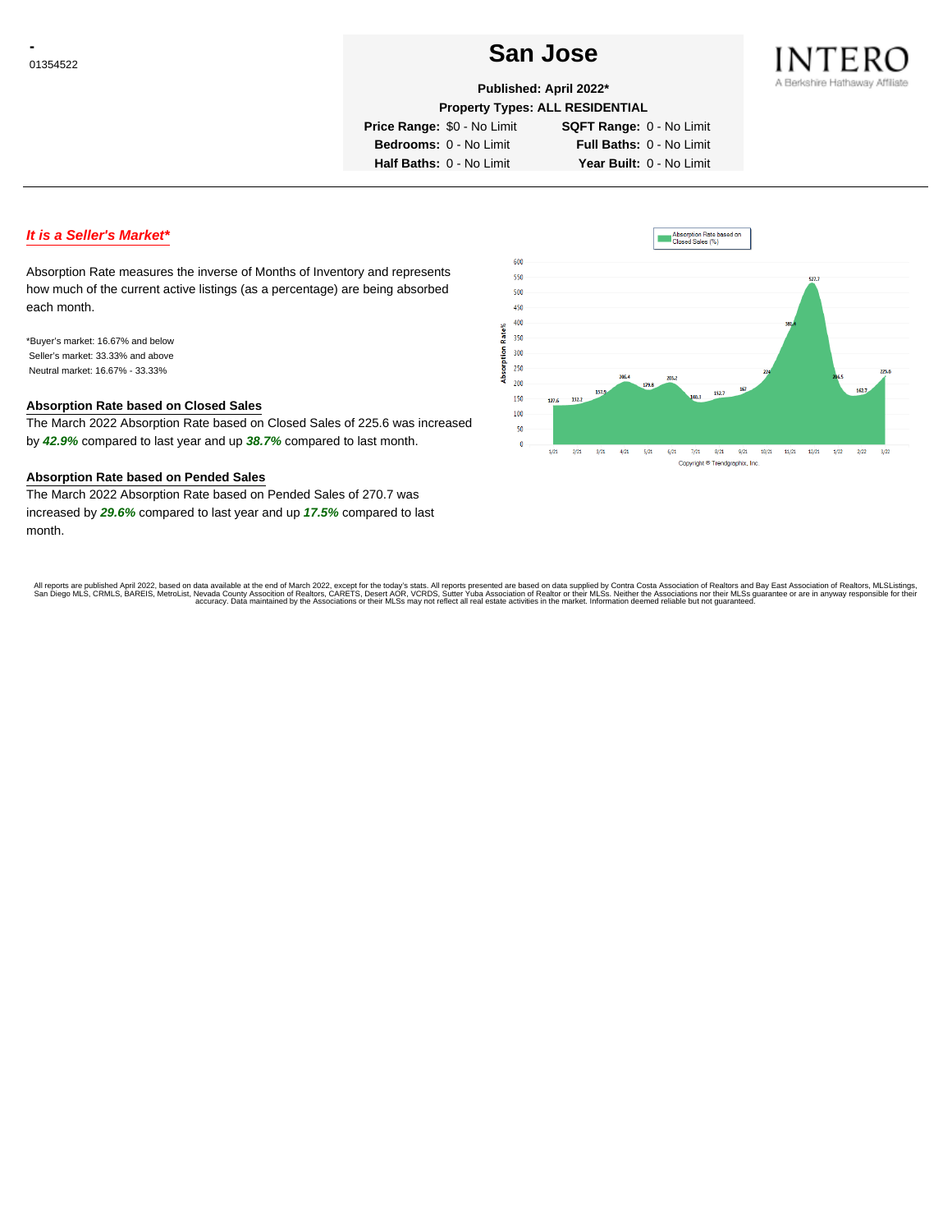-
01354522

# San Jose

INTERO
A Berkshire Hathaway Affiliate

**Published: April 2022***

**Property Types: ALL RESIDENTIAL**

**Price Range:** $0 - No Limit **SQFT Range:** 0 - No Limit

**Bedrooms:** 0 - No Limit **Full Baths:** 0 - No Limit

**Half Baths:** 0 - No Limit **Year Built:** 0 - No Limit

## *It is a Seller's Market**

Absorption Rate measures the inverse of Months of Inventory and represents how much of the current active listings (as a percentage) are being absorbed each month.

*Buyer's market: 16.67% and below
Seller's market: 33.33% and above
Neutral market: 16.67% - 33.33%

Absorption Rate based on Closed Sales (%)

Absorption Rate%

600
550
500
450
400
350
300
250
200
150
100
50
0

127.6 132.2 157.9 206.4 179.8 203.2 140.3 152.7 167 226 381.4 527.7 206.5 162.7 225.6

1/21 2/21 3/21 4/21 5/21 6/21 7/21 8/21 9/21 10/21 11/21 12/21 1/22 2/22 3/22

Copyright © Trendgraphix, Inc.

### Absorption Rate based on Closed Sales

The March 2022 Absorption Rate based on Closed Sales of 225.6 was increased by ***42.9%*** compared to last year and up ***38.7%*** compared to last month.

### Absorption Rate based on Pended Sales

The March 2022 Absorption Rate based on Pended Sales of 270.7 was increased by ***29.6%*** compared to last year and up ***17.5%*** compared to last month.

All reports are published April 2022, based on data available at the end of March 2022, except for the today's stats. All reports presented are based on data supplied by Contra Costa Association of Realtors and Bay East Association of Realtors, MLSListings, San Diego MLS, CRMLS, BAREIS, MetroList, Nevada County Assocition of Realtors, CARETS, Desert AOR, VCRDS, Sutter Yuba Association of Realtor or their MLSs. Neither the Associations nor their MLSs guarantee or are in anyway responsible for their accuracy. Data maintained by the Associations or their MLSs may not reflect all real estate activities in the market. Information deemed reliable but not guaranteed.